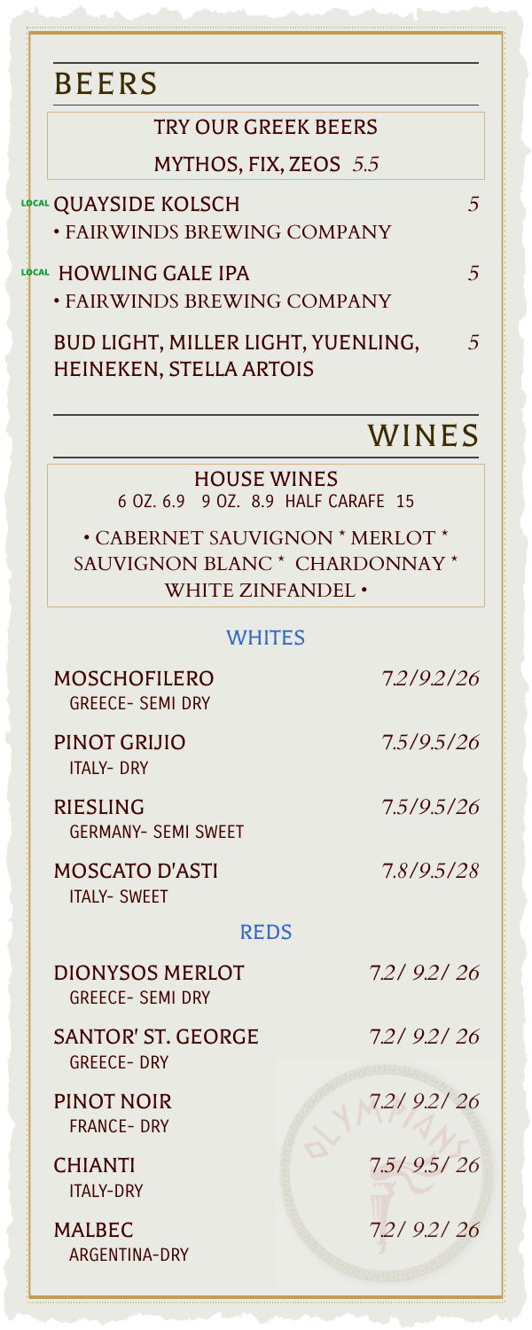# BEERS

**TRY OUR GREEK BEERS**

**MYTHOS, FIX, ZEOS** *5.5*

LOCAL **QUAYSIDE KOLSCH** *5*
• FAIRWINDS BREWING COMPANY

LOCAL **HOWLING GALE IPA** *5*
• FAIRWINDS BREWING COMPANY

**BUD LIGHT, MILLER LIGHT, YUENLING, HEINEKEN, STELLA ARTOIS** *5*

# WINES

**HOUSE WINES**
6 OZ. 6.9 9 OZ. 8.9 HALF CARAFE 15

• CABERNET SAUVIGNON * MERLOT * SAUVIGNON BLANC * CHARDONNAY * WHITE ZINFANDEL •

## WHITES

**MOSCHOFILERO** *7.2/9.2/26*
GREECE- SEMI DRY

**PINOT GRIJIO** *7.5/9.5/26*
ITALY- DRY

**RIESLING** *7.5/9.5/26*
GERMANY- SEMI SWEET

**MOSCATO D'ASTI** *7.8/9.5/28*
ITALY- SWEET

## REDS

**DIONYSOS MERLOT** *7.2/ 9.2/ 26*
GREECE- SEMI DRY

**SANTOR' ST. GEORGE** *7.2/ 9.2/ 26*
GREECE- DRY

**PINOT NOIR** *7.2/ 9.2/ 26*
FRANCE- DRY

**CHIANTI** *7.5/ 9.5/ 26*
ITALY-DRY

**MALBEC** *7.2/ 9.2/ 26*
ARGENTINA-DRY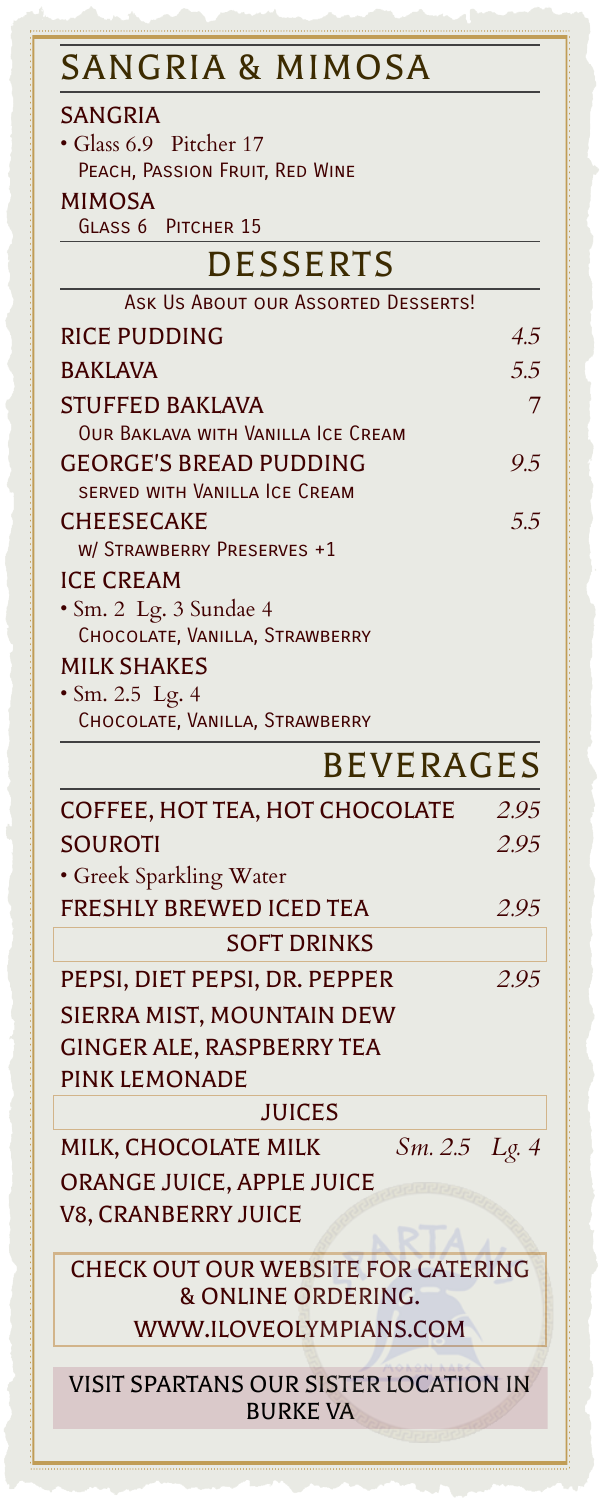# SANGRIA & MIMOSA

**SANGRIA**
- Glass 6.9 Pitcher 17

PEACH, PASSION FRUIT, RED WINE

**MIMOSA**

GLASS 6 PITCHER 15

# DESSERTS

ASK US ABOUT OUR ASSORTED DESSERTS!

| | |
|---|---|
| **RICE PUDDING** | *4.5* |
| **BAKLAVA** | *5.5* |
| **STUFFED BAKLAVA**<br>OUR BAKLAVA WITH VANILLA ICE CREAM | *7* |
| **GEORGE'S BREAD PUDDING**<br>SERVED WITH VANILLA ICE CREAM | *9.5* |
| **CHEESECAKE**<br>W/ STRAWBERRY PRESERVES +1 | *5.5* |

**ICE CREAM**
- Sm. 2 Lg. 3 Sundae 4

CHOCOLATE, VANILLA, STRAWBERRY

**MILK SHAKES**
- Sm. 2.5 Lg. 4

CHOCOLATE, VANILLA, STRAWBERRY

# BEVERAGES

| | |
|---|---|
| **COFFEE, HOT TEA, HOT CHOCOLATE** | *2.95* |
| **SOUROTI**<br>• Greek Sparkling Water | *2.95* |
| **FRESHLY BREWED ICED TEA** | *2.95* |

## SOFT DRINKS

| | |
|---|---|
| **PEPSI, DIET PEPSI, DR. PEPPER** | *2.95* |
| **SIERRA MIST, MOUNTAIN DEW** | |
| **GINGER ALE, RASPBERRY TEA** | |
| **PINK LEMONADE** | |

## JUICES

| | |
|---|---|
| **MILK, CHOCOLATE MILK** | *Sm. 2.5 Lg. 4* |
| **ORANGE JUICE, APPLE JUICE** | |
| **V8, CRANBERRY JUICE** | |

CHECK OUT OUR WEBSITE FOR CATERING & ONLINE ORDERING.
WWW.ILOVEOLYMPIANS.COM

VISIT SPARTANS OUR SISTER LOCATION IN BURKE VA